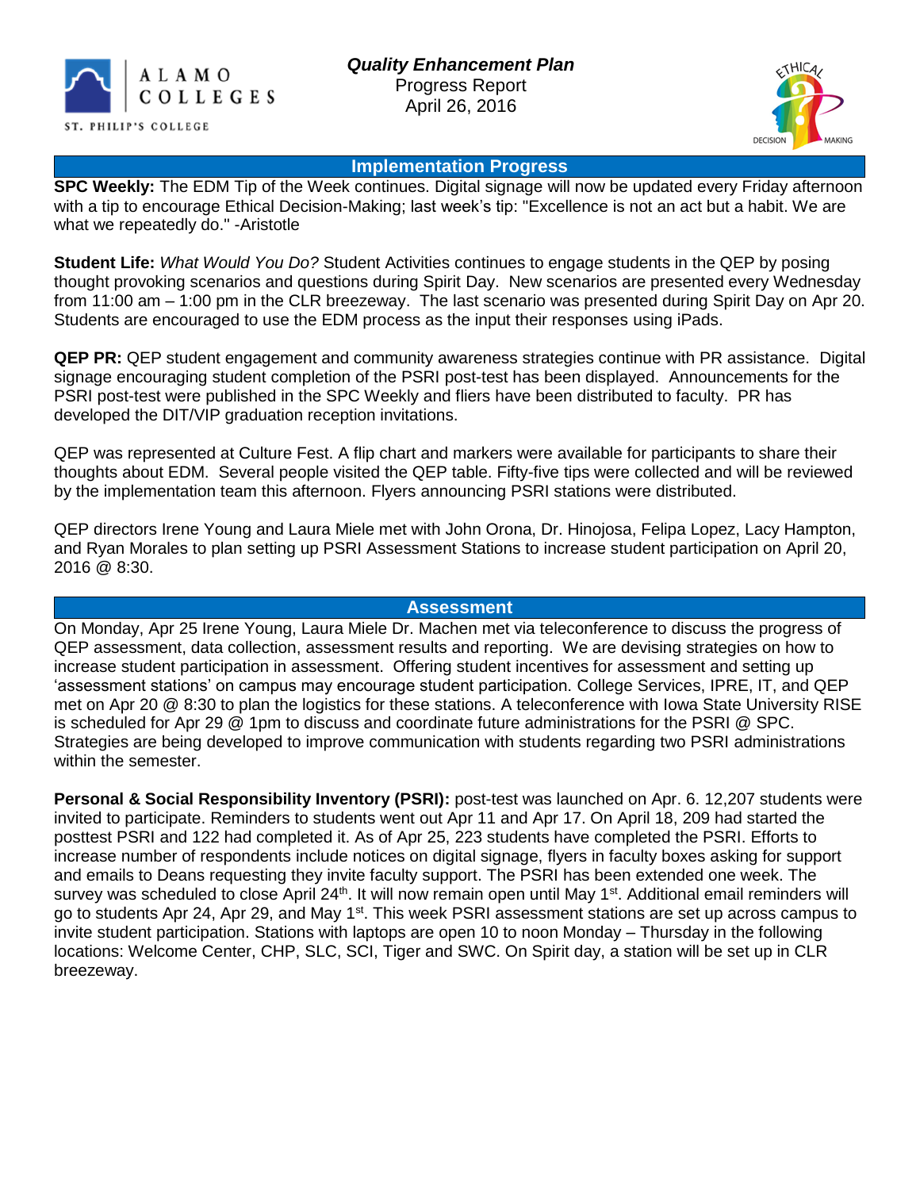ALAMO COLLEGES

ST. PHILIP'S COLLEGE

***Quality Enhancement Plan***
Progress Report
April 26, 2016

## Implementation Progress

**SPC Weekly:** The EDM Tip of the Week continues. Digital signage will now be updated every Friday afternoon with a tip to encourage Ethical Decision-Making; last week's tip: "Excellence is not an act but a habit. We are what we repeatedly do." -Aristotle

**Student Life:** *What Would You Do?* Student Activities continues to engage students in the QEP by posing thought provoking scenarios and questions during Spirit Day. New scenarios are presented every Wednesday from 11:00 am – 1:00 pm in the CLR breezeway. The last scenario was presented during Spirit Day on Apr 20. Students are encouraged to use the EDM process as the input their responses using iPads.

**QEP PR:** QEP student engagement and community awareness strategies continue with PR assistance. Digital signage encouraging student completion of the PSRI post-test has been displayed. Announcements for the PSRI post-test were published in the SPC Weekly and fliers have been distributed to faculty. PR has developed the DIT/VIP graduation reception invitations.

QEP was represented at Culture Fest. A flip chart and markers were available for participants to share their thoughts about EDM. Several people visited the QEP table. Fifty-five tips were collected and will be reviewed by the implementation team this afternoon. Flyers announcing PSRI stations were distributed.

QEP directors Irene Young and Laura Miele met with John Orona, Dr. Hinojosa, Felipa Lopez, Lacy Hampton, and Ryan Morales to plan setting up PSRI Assessment Stations to increase student participation on April 20, 2016 @ 8:30.

## Assessment

On Monday, Apr 25 Irene Young, Laura Miele Dr. Machen met via teleconference to discuss the progress of QEP assessment, data collection, assessment results and reporting. We are devising strategies on how to increase student participation in assessment. Offering student incentives for assessment and setting up 'assessment stations' on campus may encourage student participation. College Services, IPRE, IT, and QEP met on Apr 20 @ 8:30 to plan the logistics for these stations. A teleconference with Iowa State University RISE is scheduled for Apr 29 @ 1pm to discuss and coordinate future administrations for the PSRI @ SPC. Strategies are being developed to improve communication with students regarding two PSRI administrations within the semester.

**Personal & Social Responsibility Inventory (PSRI):** post-test was launched on Apr. 6. 12,207 students were invited to participate. Reminders to students went out Apr 11 and Apr 17. On April 18, 209 had started the posttest PSRI and 122 had completed it. As of Apr 25, 223 students have completed the PSRI. Efforts to increase number of respondents include notices on digital signage, flyers in faculty boxes asking for support and emails to Deans requesting they invite faculty support. The PSRI has been extended one week. The survey was scheduled to close April 24th. It will now remain open until May 1st. Additional email reminders will go to students Apr 24, Apr 29, and May 1st. This week PSRI assessment stations are set up across campus to invite student participation. Stations with laptops are open 10 to noon Monday – Thursday in the following locations: Welcome Center, CHP, SLC, SCI, Tiger and SWC. On Spirit day, a station will be set up in CLR breezeway.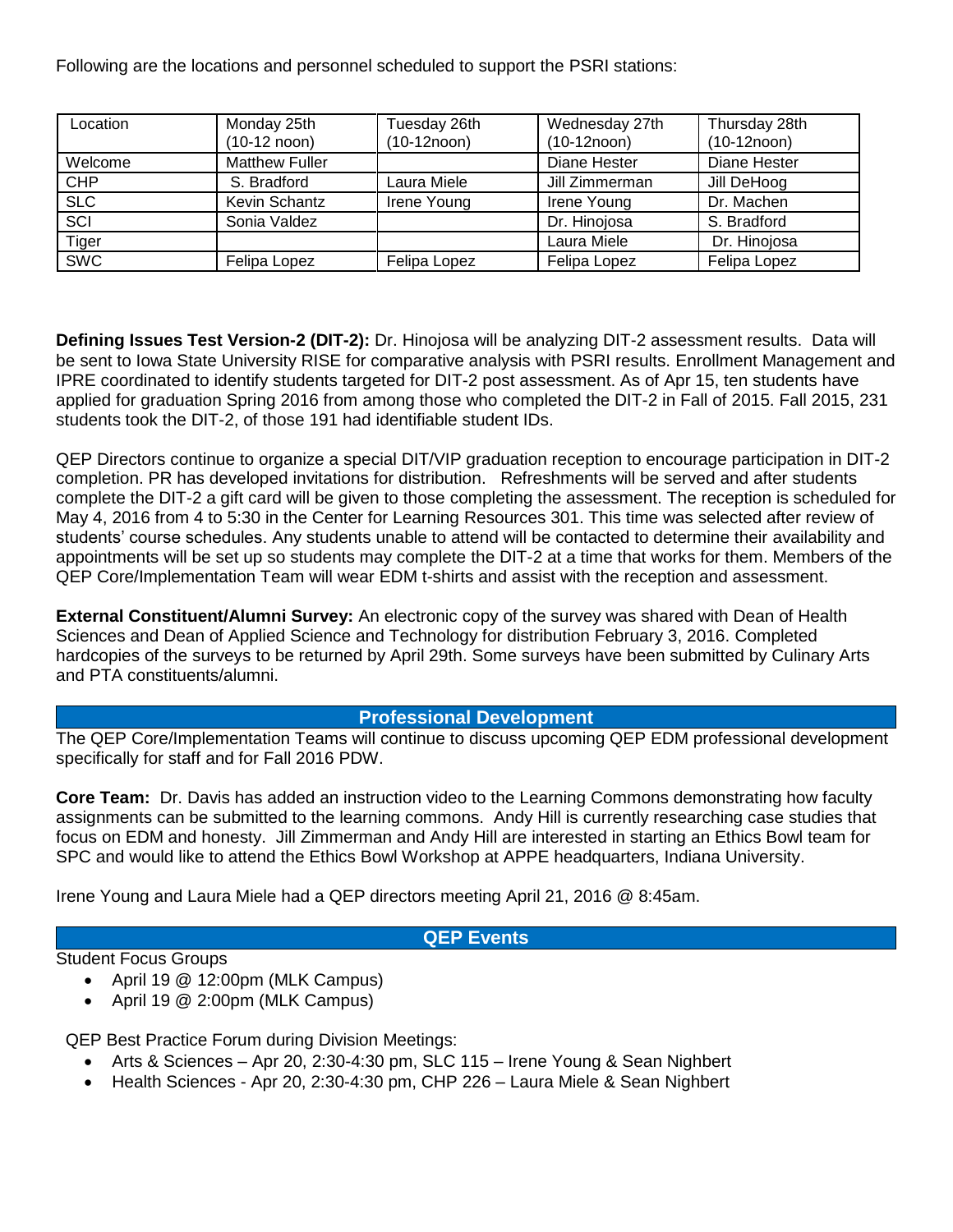Following are the locations and personnel scheduled to support the PSRI stations:

| Location | Monday 25th (10-12 noon) | Tuesday 26th (10-12noon) | Wednesday 27th (10-12noon) | Thursday 28th (10-12noon) |
|---|---|---|---|---|
| Welcome | Matthew Fuller | | Diane Hester | Diane Hester |
| CHP | S. Bradford | Laura Miele | Jill Zimmerman | Jill DeHoog |
| SLC | Kevin Schantz | Irene Young | Irene Young | Dr. Machen |
| SCI | Sonia Valdez | | Dr. Hinojosa | S. Bradford |
| Tiger | | | Laura Miele | Dr. Hinojosa |
| SWC | Felipa Lopez | Felipa Lopez | Felipa Lopez | Felipa Lopez |

**Defining Issues Test Version-2 (DIT-2):** Dr. Hinojosa will be analyzing DIT-2 assessment results. Data will be sent to Iowa State University RISE for comparative analysis with PSRI results. Enrollment Management and IPRE coordinated to identify students targeted for DIT-2 post assessment. As of Apr 15, ten students have applied for graduation Spring 2016 from among those who completed the DIT-2 in Fall of 2015. Fall 2015, 231 students took the DIT-2, of those 191 had identifiable student IDs.

QEP Directors continue to organize a special DIT/VIP graduation reception to encourage participation in DIT-2 completion. PR has developed invitations for distribution. Refreshments will be served and after students complete the DIT-2 a gift card will be given to those completing the assessment. The reception is scheduled for May 4, 2016 from 4 to 5:30 in the Center for Learning Resources 301. This time was selected after review of students' course schedules. Any students unable to attend will be contacted to determine their availability and appointments will be set up so students may complete the DIT-2 at a time that works for them. Members of the QEP Core/Implementation Team will wear EDM t-shirts and assist with the reception and assessment.

**External Constituent/Alumni Survey:** An electronic copy of the survey was shared with Dean of Health Sciences and Dean of Applied Science and Technology for distribution February 3, 2016. Completed hardcopies of the surveys to be returned by April 29th. Some surveys have been submitted by Culinary Arts and PTA constituents/alumni.

## Professional Development

The QEP Core/Implementation Teams will continue to discuss upcoming QEP EDM professional development specifically for staff and for Fall 2016 PDW.

**Core Team:** Dr. Davis has added an instruction video to the Learning Commons demonstrating how faculty assignments can be submitted to the learning commons. Andy Hill is currently researching case studies that focus on EDM and honesty. Jill Zimmerman and Andy Hill are interested in starting an Ethics Bowl team for SPC and would like to attend the Ethics Bowl Workshop at APPE headquarters, Indiana University.

Irene Young and Laura Miele had a QEP directors meeting April 21, 2016 @ 8:45am.

## QEP Events

Student Focus Groups

- April 19 @ 12:00pm (MLK Campus)
- April 19 @ 2:00pm (MLK Campus)

QEP Best Practice Forum during Division Meetings:

- Arts & Sciences – Apr 20, 2:30-4:30 pm, SLC 115 – Irene Young & Sean Nighbert
- Health Sciences - Apr 20, 2:30-4:30 pm, CHP 226 – Laura Miele & Sean Nighbert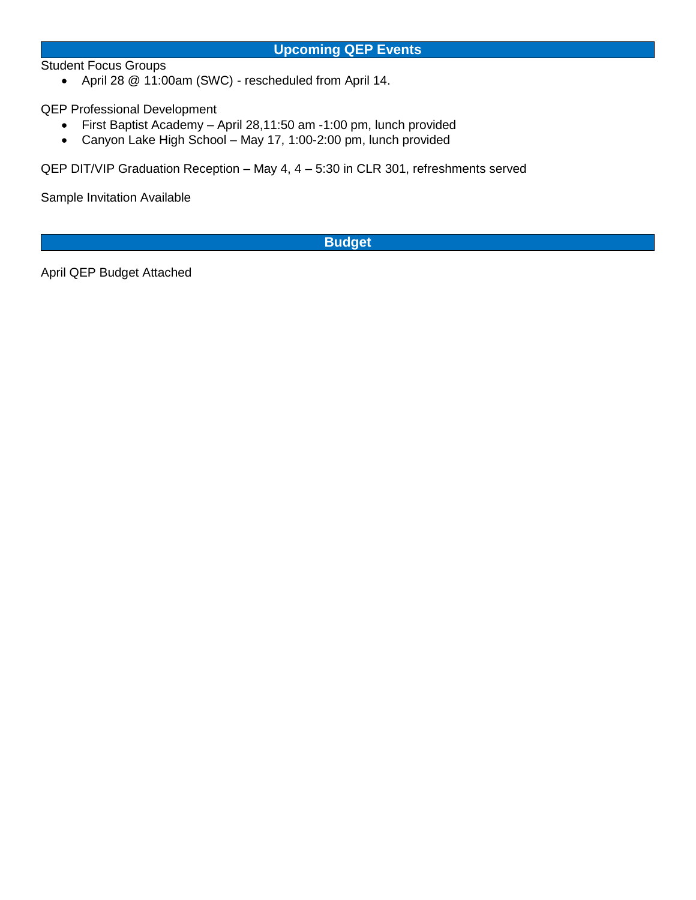## Upcoming QEP Events

Student Focus Groups

- April 28 @ 11:00am (SWC) - rescheduled from April 14.

QEP Professional Development

- First Baptist Academy – April 28,11:50 am -1:00 pm, lunch provided
- Canyon Lake High School – May 17, 1:00-2:00 pm, lunch provided

QEP DIT/VIP Graduation Reception – May 4, 4 – 5:30 in CLR 301, refreshments served

Sample Invitation Available

## Budget

April QEP Budget Attached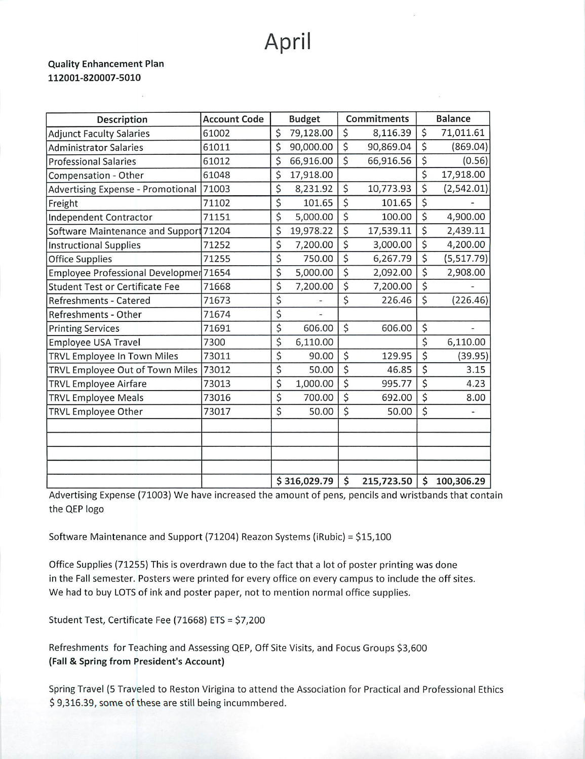# April

**Quality Enhancement Plan**
**112001-820007-5010**

| Description | Account Code | Budget | Commitments | Balance |
|---|---|---|---|---|
| Adjunct Faculty Salaries | 61002 | $ 79,128.00 | $ 8,116.39 | $ 71,011.61 |
| Administrator Salaries | 61011 | $ 90,000.00 | $ 90,869.04 | $ (869.04) |
| Professional Salaries | 61012 | $ 66,916.00 | $ 66,916.56 | $ (0.56) |
| Compensation - Other | 61048 | $ 17,918.00 | | $ 17,918.00 |
| Advertising Expense - Promotional | 71003 | $ 8,231.92 | $ 10,773.93 | $ (2,542.01) |
| Freight | 71102 | $ 101.65 | $ 101.65 | $ - |
| Independent Contractor | 71151 | $ 5,000.00 | $ 100.00 | $ 4,900.00 |
| Software Maintenance and Support | 71204 | $ 19,978.22 | $ 17,539.11 | $ 2,439.11 |
| Instructional Supplies | 71252 | $ 7,200.00 | $ 3,000.00 | $ 4,200.00 |
| Office Supplies | 71255 | $ 750.00 | $ 6,267.79 | $ (5,517.79) |
| Employee Professional Development | 71654 | $ 5,000.00 | $ 2,092.00 | $ 2,908.00 |
| Student Test or Certificate Fee | 71668 | $ 7,200.00 | $ 7,200.00 | $ - |
| Refreshments - Catered | 71673 | $ - | $ 226.46 | $ (226.46) |
| Refreshments - Other | 71674 | $ - | | |
| Printing Services | 71691 | $ 606.00 | $ 606.00 | $ - |
| Employee USA Travel | 7300 | $ 6,110.00 | | $ 6,110.00 |
| TRVL Employee In Town Miles | 73011 | $ 90.00 | $ 129.95 | $ (39.95) |
| TRVL Employee Out of Town Miles | 73012 | $ 50.00 | $ 46.85 | $ 3.15 |
| TRVL Employee Airfare | 73013 | $ 1,000.00 | $ 995.77 | $ 4.23 |
| TRVL Employee Meals | 73016 | $ 700.00 | $ 692.00 | $ 8.00 |
| TRVL Employee Other | 73017 | $ 50.00 | $ 50.00 | $ - |
| | | | | |
| | | | | |
| | | | | |
| | | | | |
| | | $ 316,029.79 | $ 215,723.50 | $ 100,306.29 |

Advertising Expense (71003) We have increased the amount of pens, pencils and wristbands that contain the QEP logo

Software Maintenance and Support (71204) Reazon Systems (iRubic) = $15,100

Office Supplies (71255) This is overdrawn due to the fact that a lot of poster printing was done in the Fall semester. Posters were printed for every office on every campus to include the off sites. We had to buy LOTS of ink and poster paper, not to mention normal office supplies.

Student Test, Certificate Fee (71668) ETS = $7,200

Refreshments for Teaching and Assessing QEP, Off Site Visits, and Focus Groups $3,600
**(Fall & Spring from President's Account)**

Spring Travel (5 Traveled to Reston Virigina to attend the Association for Practical and Professional Ethics $ 9,316.39, some of these are still being incummbered.